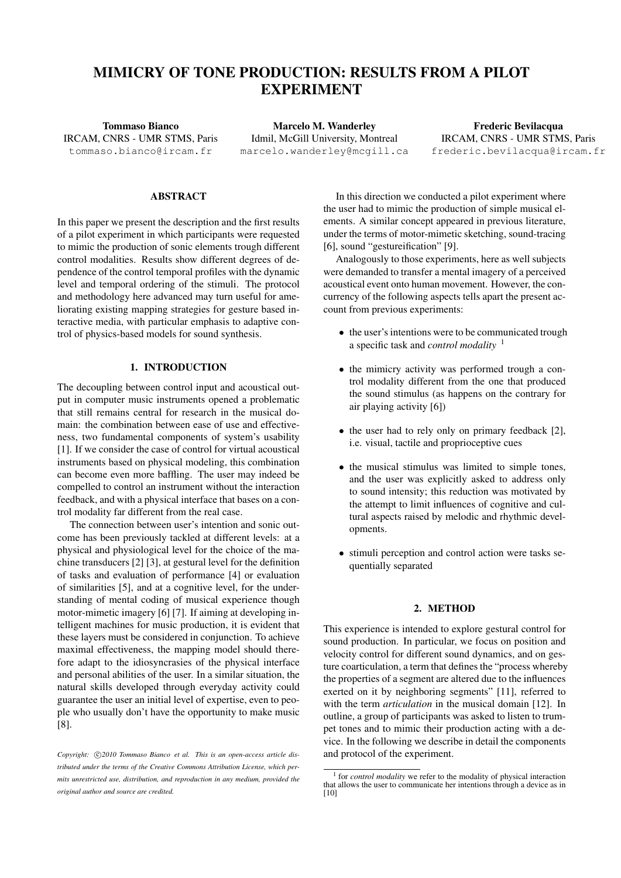# MIMICRY OF TONE PRODUCTION: RESULTS FROM A PILOT EXPERIMENT

**Tommaso Bianco**
IRCAM, CNRS - UMR STMS, Paris
tommaso.bianco@ircam.fr

**Marcelo M. Wanderley**
Idmil, McGill University, Montreal
marcelo.wanderley@mcgill.ca

**Frederic Bevilacqua**
IRCAM, CNRS - UMR STMS, Paris
frederic.bevilacqua@ircam.fr

## ABSTRACT

In this paper we present the description and the first results of a pilot experiment in which participants were requested to mimic the production of sonic elements trough different control modalities. Results show different degrees of dependence of the control temporal profiles with the dynamic level and temporal ordering of the stimuli. The protocol and methodology here advanced may turn useful for ameliorating existing mapping strategies for gesture based interactive media, with particular emphasis to adaptive control of physics-based models for sound synthesis.

## 1. INTRODUCTION

The decoupling between control input and acoustical output in computer music instruments opened a problematic that still remains central for research in the musical domain: the combination between ease of use and effectiveness, two fundamental components of system's usability [1]. If we consider the case of control for virtual acoustical instruments based on physical modeling, this combination can become even more baffling. The user may indeed be compelled to control an instrument without the interaction feedback, and with a physical interface that bases on a control modality far different from the real case.

The connection between user's intention and sonic outcome has been previously tackled at different levels: at a physical and physiological level for the choice of the machine transducers [2] [3], at gestural level for the definition of tasks and evaluation of performance [4] or evaluation of similarities [5], and at a cognitive level, for the understanding of mental coding of musical experience though motor-mimetic imagery [6] [7]. If aiming at developing intelligent machines for music production, it is evident that these layers must be considered in conjunction. To achieve maximal effectiveness, the mapping model should therefore adapt to the idiosyncracies of the physical interface and personal abilities of the user. In a similar situation, the natural skills developed through everyday activity could guarantee the user an initial level of expertise, even to people who usually don't have the opportunity to make music [8].

*Copyright: ©2010 Tommaso Bianco et al. This is an open-access article distributed under the terms of the Creative Commons Attribution License, which permits unrestricted use, distribution, and reproduction in any medium, provided the original author and source are credited.*

In this direction we conducted a pilot experiment where the user had to mimic the production of simple musical elements. A similar concept appeared in previous literature, under the terms of motor-mimetic sketching, sound-tracing [6], sound "gestureification" [9].

Analogously to those experiments, here as well subjects were demanded to transfer a mental imagery of a perceived acoustical event onto human movement. However, the concurrency of the following aspects tells apart the present account from previous experiments:

- the user's intentions were to be communicated trough a specific task and *control modality* [1]
- the mimicry activity was performed trough a control modality different from the one that produced the sound stimulus (as happens on the contrary for air playing activity [6])
- the user had to rely only on primary feedback [2], i.e. visual, tactile and proprioceptive cues
- the musical stimulus was limited to simple tones, and the user was explicitly asked to address only to sound intensity; this reduction was motivated by the attempt to limit influences of cognitive and cultural aspects raised by melodic and rhythmic developments.
- stimuli perception and control action were tasks sequentially separated

## 2. METHOD

This experience is intended to explore gestural control for sound production. In particular, we focus on position and velocity control for different sound dynamics, and on gesture coarticulation, a term that defines the "process whereby the properties of a segment are altered due to the influences exerted on it by neighboring segments" [11], referred to with the term *articulation* in the musical domain [12]. In outline, a group of participants was asked to listen to trumpet tones and to mimic their production acting with a device. In the following we describe in detail the components and protocol of the experiment.

[1] for *control modality* we refer to the modality of physical interaction that allows the user to communicate her intentions through a device as in [10]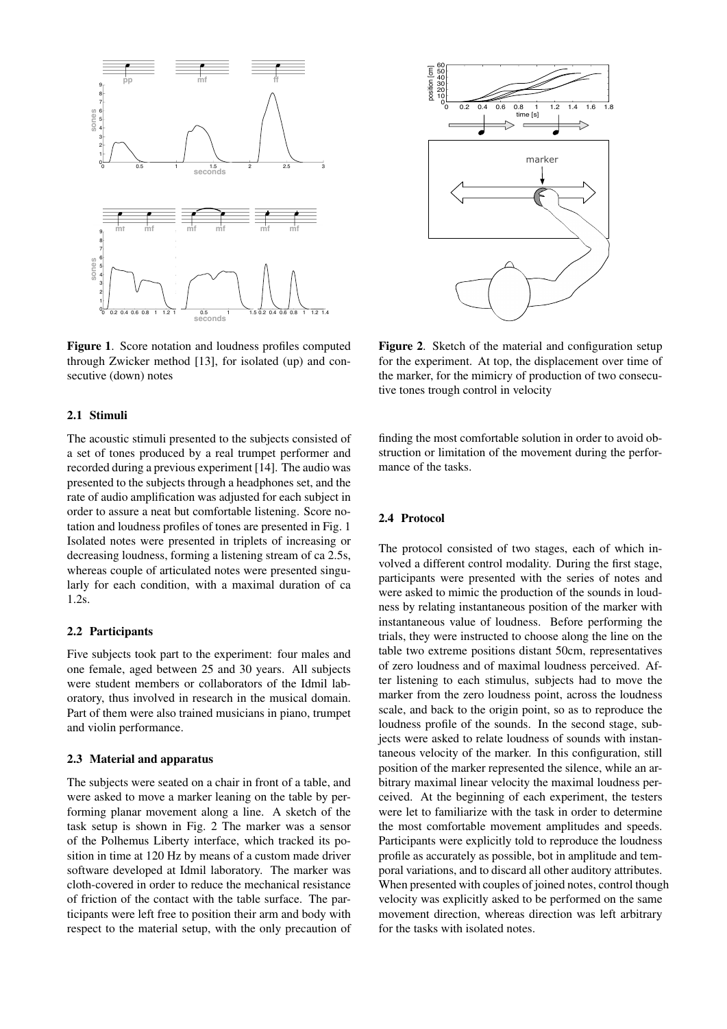**Figure 1**. Score notation and loudness profiles computed through Zwicker method [13], for isolated (up) and consecutive (down) notes

**Figure 2**. Sketch of the material and configuration setup for the experiment. At top, the displacement over time of the marker, for the mimicry of production of two consecutive tones trough control in velocity

### 2.1 Stimuli

The acoustic stimuli presented to the subjects consisted of a set of tones produced by a real trumpet performer and recorded during a previous experiment [14]. The audio was presented to the subjects through a headphones set, and the rate of audio amplification was adjusted for each subject in order to assure a neat but comfortable listening. Score notation and loudness profiles of tones are presented in Fig. 1 Isolated notes were presented in triplets of increasing or decreasing loudness, forming a listening stream of ca 2.5s, whereas couple of articulated notes were presented singularly for each condition, with a maximal duration of ca 1.2s.

### 2.2 Participants

Five subjects took part to the experiment: four males and one female, aged between 25 and 30 years. All subjects were student members or collaborators of the Idmil laboratory, thus involved in research in the musical domain. Part of them were also trained musicians in piano, trumpet and violin performance.

### 2.3 Material and apparatus

The subjects were seated on a chair in front of a table, and were asked to move a marker leaning on the table by performing planar movement along a line. A sketch of the task setup is shown in Fig. 2 The marker was a sensor of the Polhemus Liberty interface, which tracked its position in time at 120 Hz by means of a custom made driver software developed at Idmil laboratory. The marker was cloth-covered in order to reduce the mechanical resistance of friction of the contact with the table surface. The participants were left free to position their arm and body with respect to the material setup, with the only precaution of finding the most comfortable solution in order to avoid obstruction or limitation of the movement during the performance of the tasks.

### 2.4 Protocol

The protocol consisted of two stages, each of which involved a different control modality. During the first stage, participants were presented with the series of notes and were asked to mimic the production of the sounds in loudness by relating instantaneous position of the marker with instantaneous value of loudness. Before performing the trials, they were instructed to choose along the line on the table two extreme positions distant 50cm, representatives of zero loudness and of maximal loudness perceived. After listening to each stimulus, subjects had to move the marker from the zero loudness point, across the loudness scale, and back to the origin point, so as to reproduce the loudness profile of the sounds. In the second stage, subjects were asked to relate loudness of sounds with instantaneous velocity of the marker. In this configuration, still position of the marker represented the silence, while an arbitrary maximal linear velocity the maximal loudness perceived. At the beginning of each experiment, the testers were let to familiarize with the task in order to determine the most comfortable movement amplitudes and speeds. Participants were explicitly told to reproduce the loudness profile as accurately as possible, bot in amplitude and temporal variations, and to discard all other auditory attributes. When presented with couples of joined notes, control though velocity was explicitly asked to be performed on the same movement direction, whereas direction was left arbitrary for the tasks with isolated notes.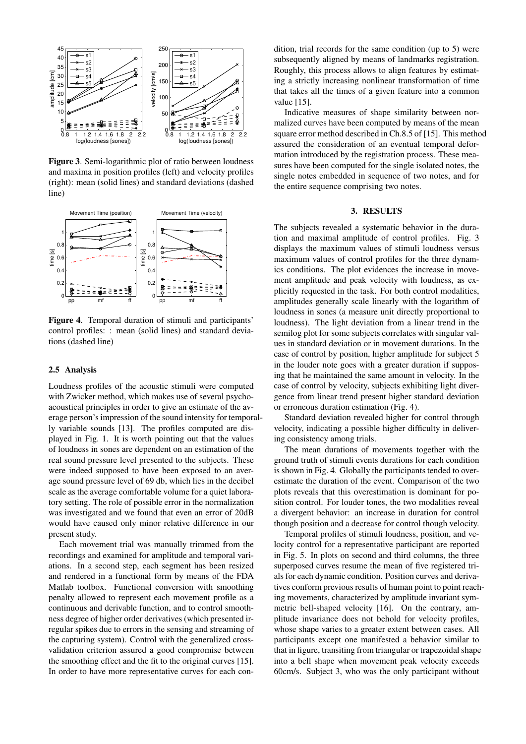Figure 3. Semi-logarithmic plot of ratio between loudness and maxima in position profiles (left) and velocity profiles (right): mean (solid lines) and standard deviations (dashed line)

Figure 4. Temporal duration of stimuli and participants' control profiles: : mean (solid lines) and standard deviations (dashed line)

### 2.5 Analysis

Loudness profiles of the acoustic stimuli were computed with Zwicker method, which makes use of several psychoacoustical principles in order to give an estimate of the average person's impression of the sound intensity for temporally variable sounds [13]. The profiles computed are displayed in Fig. 1. It is worth pointing out that the values of loudness in sones are dependent on an estimation of the real sound pressure level presented to the subjects. These were indeed supposed to have been exposed to an average sound pressure level of 69 db, which lies in the decibel scale as the average comfortable volume for a quiet laboratory setting. The role of possible error in the normalization was investigated and we found that even an error of 20dB would have caused only minor relative difference in our present study.

Each movement trial was manually trimmed from the recordings and examined for amplitude and temporal variations. In a second step, each segment has been resized and rendered in a functional form by means of the FDA Matlab toolbox. Functional conversion with smoothing penalty allowed to represent each movement profile as a continuous and derivable function, and to control smoothness degree of higher order derivatives (which presented irregular spikes due to errors in the sensing and streaming of the capturing system). Control with the generalized cross-validation criterion assured a good compromise between the smoothing effect and the fit to the original curves [15]. In order to have more representative curves for each condition, trial records for the same condition (up to 5) were subsequently aligned by means of landmarks registration. Roughly, this process allows to align features by estimating a strictly increasing nonlinear transformation of time that takes all the times of a given feature into a common value [15].

Indicative measures of shape similarity between normalized curves have been computed by means of the mean square error method described in Ch.8.5 of [15]. This method assured the consideration of an eventual temporal deformation introduced by the registration process. These measures have been computed for the single isolated notes, the single notes embedded in sequence of two notes, and for the entire sequence comprising two notes.

## 3. RESULTS

The subjects revealed a systematic behavior in the duration and maximal amplitude of control profiles. Fig. 3 displays the maximum values of stimuli loudness versus maximum values of control profiles for the three dynamics conditions. The plot evidences the increase in movement amplitude and peak velocity with loudness, as explicitly requested in the task. For both control modalities, amplitudes generally scale linearly with the logarithm of loudness in sones (a measure unit directly proportional to loudness). The light deviation from a linear trend in the semilog plot for some subjects correlates with singular values in standard deviation or in movement durations. In the case of control by position, higher amplitude for subject 5 in the louder note goes with a greater duration if supposing that he maintained the same amount in velocity. In the case of control by velocity, subjects exhibiting light divergence from linear trend present higher standard deviation or erroneous duration estimation (Fig. 4).

Standard deviation revealed higher for control through velocity, indicating a possible higher difficulty in delivering consistency among trials.

The mean durations of movements together with the ground truth of stimuli events durations for each condition is shown in Fig. 4. Globally the participants tended to overestimate the duration of the event. Comparison of the two plots reveals that this overestimation is dominant for position control. For louder tones, the two modalities reveal a divergent behavior: an increase in duration for control though position and a decrease for control though velocity.

Temporal profiles of stimuli loudness, position, and velocity control for a representative participant are reported in Fig. 5. In plots on second and third columns, the three superposed curves resume the mean of five registered trials for each dynamic condition. Position curves and derivatives conform previous results of human point to point reaching movements, characterized by amplitude invariant symmetric bell-shaped velocity [16]. On the contrary, amplitude invariance does not behold for velocity profiles, whose shape varies to a greater extent between cases. All participants except one manifested a behavior similar to that in figure, transiting from triangular or trapezoidal shape into a bell shape when movement peak velocity exceeds 60cm/s. Subject 3, who was the only participant without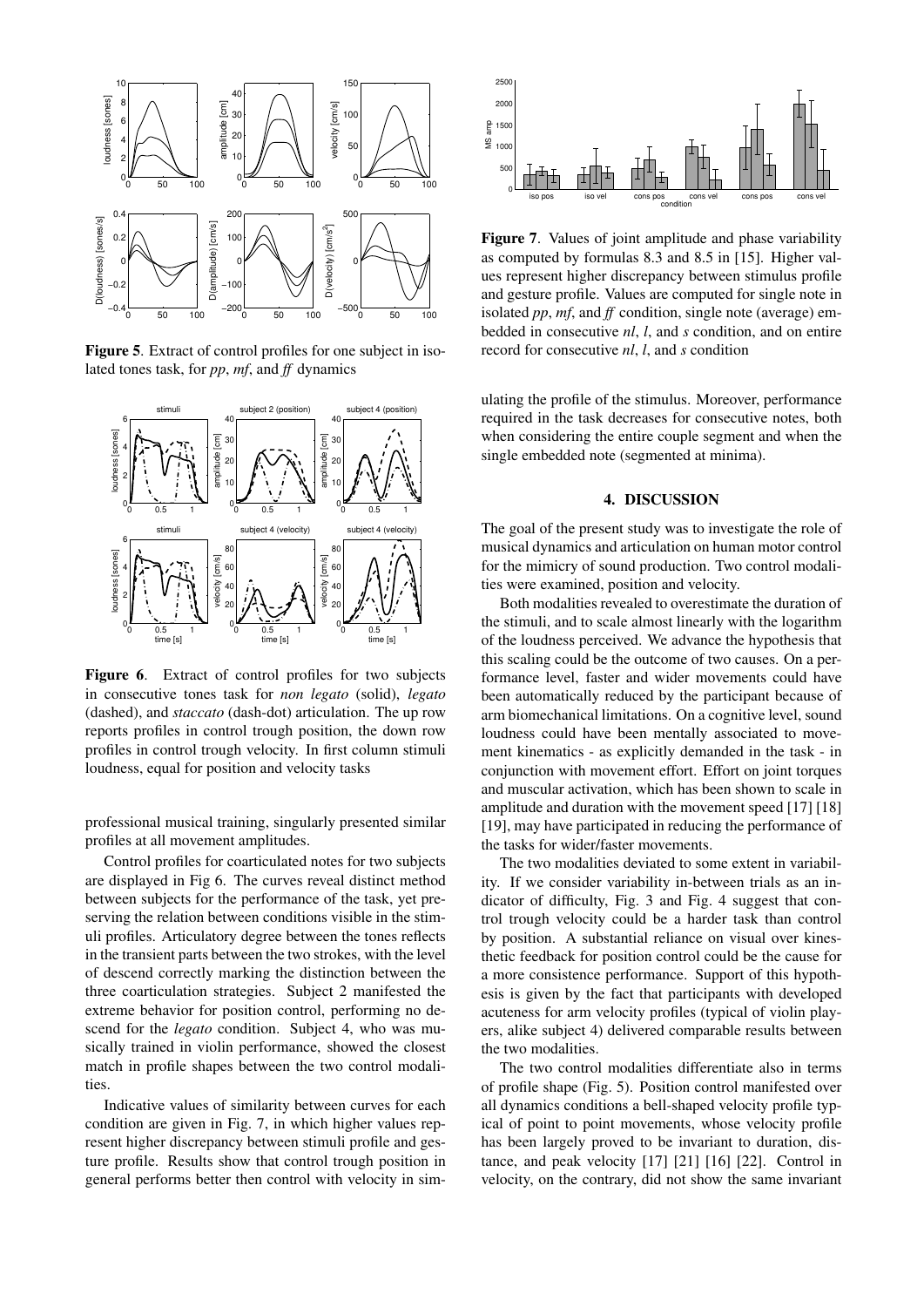**Figure 5**. Extract of control profiles for one subject in isolated tones task, for *pp*, *mf*, and *ff* dynamics

**Figure 6**. Extract of control profiles for two subjects in consecutive tones task for *non legato* (solid), *legato* (dashed), and *staccato* (dash-dot) articulation. The up row reports profiles in control trough position, the down row profiles in control trough velocity. In first column stimuli loudness, equal for position and velocity tasks

professional musical training, singularly presented similar profiles at all movement amplitudes.

Control profiles for coarticulated notes for two subjects are displayed in Fig 6. The curves reveal distinct method between subjects for the performance of the task, yet preserving the relation between conditions visible in the stimuli profiles. Articulatory degree between the tones reflects in the transient parts between the two strokes, with the level of descend correctly marking the distinction between the three coarticulation strategies. Subject 2 manifested the extreme behavior for position control, performing no descend for the *legato* condition. Subject 4, who was musically trained in violin performance, showed the closest match in profile shapes between the two control modalities.

Indicative values of similarity between curves for each condition are given in Fig. 7, in which higher values represent higher discrepancy between stimuli profile and gesture profile. Results show that control trough position in general performs better then control with velocity in simulating the profile of the stimulus. Moreover, performance required in the task decreases for consecutive notes, both when considering the entire couple segment and when the single embedded note (segmented at minima).

**Figure 7**. Values of joint amplitude and phase variability as computed by formulas 8.3 and 8.5 in [15]. Higher values represent higher discrepancy between stimulus profile and gesture profile. Values are computed for single note in isolated *pp*, *mf*, and *ff* condition, single note (average) embedded in consecutive *nl*, *l*, and *s* condition, and on entire record for consecutive *nl*, *l*, and *s* condition

## 4. DISCUSSION

The goal of the present study was to investigate the role of musical dynamics and articulation on human motor control for the mimicry of sound production. Two control modalities were examined, position and velocity.

Both modalities revealed to overestimate the duration of the stimuli, and to scale almost linearly with the logarithm of the loudness perceived. We advance the hypothesis that this scaling could be the outcome of two causes. On a performance level, faster and wider movements could have been automatically reduced by the participant because of arm biomechanical limitations. On a cognitive level, sound loudness could have been mentally associated to movement kinematics - as explicitly demanded in the task - in conjunction with movement effort. Effort on joint torques and muscular activation, which has been shown to scale in amplitude and duration with the movement speed [17] [18] [19], may have participated in reducing the performance of the tasks for wider/faster movements.

The two modalities deviated to some extent in variability. If we consider variability in-between trials as an indicator of difficulty, Fig. 3 and Fig. 4 suggest that control trough velocity could be a harder task than control by position. A substantial reliance on visual over kinesthetic feedback for position control could be the cause for a more consistence performance. Support of this hypothesis is given by the fact that participants with developed acuteness for arm velocity profiles (typical of violin players, alike subject 4) delivered comparable results between the two modalities.

The two control modalities differentiate also in terms of profile shape (Fig. 5). Position control manifested over all dynamics conditions a bell-shaped velocity profile typical of point to point movements, whose velocity profile has been largely proved to be invariant to duration, distance, and peak velocity [17] [21] [16] [22]. Control in velocity, on the contrary, did not show the same invariant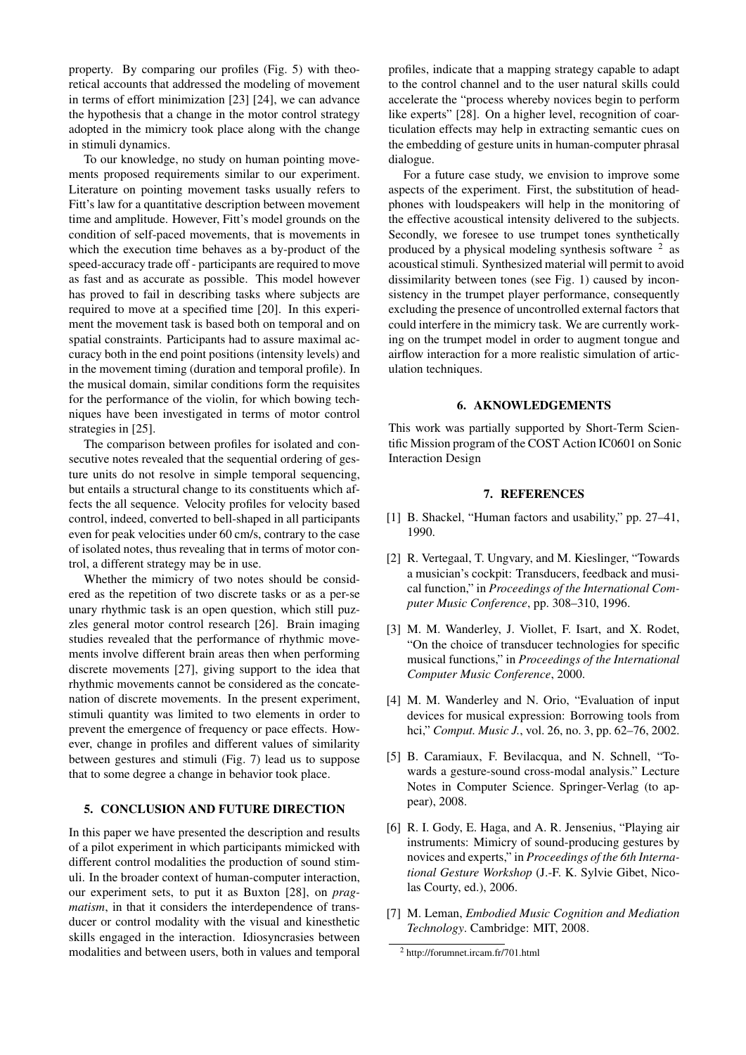property. By comparing our profiles (Fig. 5) with theoretical accounts that addressed the modeling of movement in terms of effort minimization [23] [24], we can advance the hypothesis that a change in the motor control strategy adopted in the mimicry took place along with the change in stimuli dynamics.

To our knowledge, no study on human pointing movements proposed requirements similar to our experiment. Literature on pointing movement tasks usually refers to Fitt's law for a quantitative description between movement time and amplitude. However, Fitt's model grounds on the condition of self-paced movements, that is movements in which the execution time behaves as a by-product of the speed-accuracy trade off - participants are required to move as fast and as accurate as possible. This model however has proved to fail in describing tasks where subjects are required to move at a specified time [20]. In this experiment the movement task is based both on temporal and on spatial constraints. Participants had to assure maximal accuracy both in the end point positions (intensity levels) and in the movement timing (duration and temporal profile). In the musical domain, similar conditions form the requisites for the performance of the violin, for which bowing techniques have been investigated in terms of motor control strategies in [25].

The comparison between profiles for isolated and consecutive notes revealed that the sequential ordering of gesture units do not resolve in simple temporal sequencing, but entails a structural change to its constituents which affects the all sequence. Velocity profiles for velocity based control, indeed, converted to bell-shaped in all participants even for peak velocities under 60 cm/s, contrary to the case of isolated notes, thus revealing that in terms of motor control, a different strategy may be in use.

Whether the mimicry of two notes should be considered as the repetition of two discrete tasks or as a per-se unary rhythmic task is an open question, which still puzzles general motor control research [26]. Brain imaging studies revealed that the performance of rhythmic movements involve different brain areas then when performing discrete movements [27], giving support to the idea that rhythmic movements cannot be considered as the concatenation of discrete movements. In the present experiment, stimuli quantity was limited to two elements in order to prevent the emergence of frequency or pace effects. However, change in profiles and different values of similarity between gestures and stimuli (Fig. 7) lead us to suppose that to some degree a change in behavior took place.

## 5. CONCLUSION AND FUTURE DIRECTION

In this paper we have presented the description and results of a pilot experiment in which participants mimicked with different control modalities the production of sound stimuli. In the broader context of human-computer interaction, our experiment sets, to put it as Buxton [28], on *pragmatism*, in that it considers the interdependence of transducer or control modality with the visual and kinesthetic skills engaged in the interaction. Idiosyncrasies between modalities and between users, both in values and temporal profiles, indicate that a mapping strategy capable to adapt to the control channel and to the user natural skills could accelerate the "process whereby novices begin to perform like experts" [28]. On a higher level, recognition of coarticulation effects may help in extracting semantic cues on the embedding of gesture units in human-computer phrasal dialogue.

For a future case study, we envision to improve some aspects of the experiment. First, the substitution of headphones with loudspeakers will help in the monitoring of the effective acoustical intensity delivered to the subjects. Secondly, we foresee to use trumpet tones synthetically produced by a physical modeling synthesis software [2] as acoustical stimuli. Synthesized material will permit to avoid dissimilarity between tones (see Fig. 1) caused by inconsistency in the trumpet player performance, consequently excluding the presence of uncontrolled external factors that could interfere in the mimicry task. We are currently working on the trumpet model in order to augment tongue and airflow interaction for a more realistic simulation of articulation techniques.

## 6. AKNOWLEDGEMENTS

This work was partially supported by Short-Term Scientific Mission program of the COST Action IC0601 on Sonic Interaction Design

## 7. REFERENCES

[1] B. Shackel, "Human factors and usability," pp. 27–41, 1990.

[2] R. Vertegaal, T. Ungvary, and M. Kieslinger, "Towards a musician's cockpit: Transducers, feedback and musical function," in *Proceedings of the International Computer Music Conference*, pp. 308–310, 1996.

[3] M. M. Wanderley, J. Viollet, F. Isart, and X. Rodet, "On the choice of transducer technologies for specific musical functions," in *Proceedings of the International Computer Music Conference*, 2000.

[4] M. M. Wanderley and N. Orio, "Evaluation of input devices for musical expression: Borrowing tools from hci," *Comput. Music J.*, vol. 26, no. 3, pp. 62–76, 2002.

[5] B. Caramiaux, F. Bevilacqua, and N. Schnell, "Towards a gesture-sound cross-modal analysis." Lecture Notes in Computer Science. Springer-Verlag (to appear), 2008.

[6] R. I. Gody, E. Haga, and A. R. Jensenius, "Playing air instruments: Mimicry of sound-producing gestures by novices and experts," in *Proceedings of the 6th International Gesture Workshop* (J.-F. K. Sylvie Gibet, Nicolas Courty, ed.), 2006.

[7] M. Leman, *Embodied Music Cognition and Mediation Technology*. Cambridge: MIT, 2008.

[2] http://forumnet.ircam.fr/701.html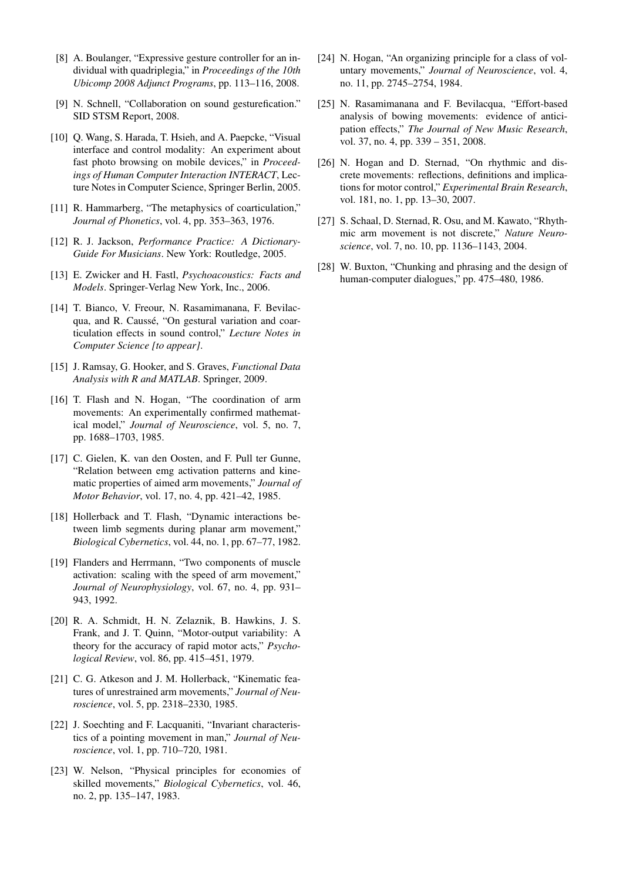[8] A. Boulanger, "Expressive gesture controller for an individual with quadriplegia," in *Proceedings of the 10th Ubicomp 2008 Adjunct Programs*, pp. 113–116, 2008.

[9] N. Schnell, "Collaboration on sound gesturefication." SID STSM Report, 2008.

[10] Q. Wang, S. Harada, T. Hsieh, and A. Paepcke, "Visual interface and control modality: An experiment about fast photo browsing on mobile devices," in *Proceedings of Human Computer Interaction INTERACT*, Lecture Notes in Computer Science, Springer Berlin, 2005.

[11] R. Hammarberg, "The metaphysics of coarticulation," *Journal of Phonetics*, vol. 4, pp. 353–363, 1976.

[12] R. J. Jackson, *Performance Practice: A Dictionary-Guide For Musicians*. New York: Routledge, 2005.

[13] E. Zwicker and H. Fastl, *Psychoacoustics: Facts and Models*. Springer-Verlag New York, Inc., 2006.

[14] T. Bianco, V. Freour, N. Rasamimanana, F. Bevilacqua, and R. Caussé, "On gestural variation and coarticulation effects in sound control," *Lecture Notes in Computer Science [to appear]*.

[15] J. Ramsay, G. Hooker, and S. Graves, *Functional Data Analysis with R and MATLAB*. Springer, 2009.

[16] T. Flash and N. Hogan, "The coordination of arm movements: An experimentally confirmed mathematical model," *Journal of Neuroscience*, vol. 5, no. 7, pp. 1688–1703, 1985.

[17] C. Gielen, K. van den Oosten, and F. Pull ter Gunne, "Relation between emg activation patterns and kinematic properties of aimed arm movements," *Journal of Motor Behavior*, vol. 17, no. 4, pp. 421–42, 1985.

[18] Hollerback and T. Flash, "Dynamic interactions between limb segments during planar arm movement," *Biological Cybernetics*, vol. 44, no. 1, pp. 67–77, 1982.

[19] Flanders and Herrmann, "Two components of muscle activation: scaling with the speed of arm movement," *Journal of Neurophysiology*, vol. 67, no. 4, pp. 931–943, 1992.

[20] R. A. Schmidt, H. N. Zelaznik, B. Hawkins, J. S. Frank, and J. T. Quinn, "Motor-output variability: A theory for the accuracy of rapid motor acts," *Psychological Review*, vol. 86, pp. 415–451, 1979.

[21] C. G. Atkeson and J. M. Hollerback, "Kinematic features of unrestrained arm movements," *Journal of Neuroscience*, vol. 5, pp. 2318–2330, 1985.

[22] J. Soechting and F. Lacquaniti, "Invariant characteristics of a pointing movement in man," *Journal of Neuroscience*, vol. 1, pp. 710–720, 1981.

[23] W. Nelson, "Physical principles for economies of skilled movements," *Biological Cybernetics*, vol. 46, no. 2, pp. 135–147, 1983.

[24] N. Hogan, "An organizing principle for a class of voluntary movements," *Journal of Neuroscience*, vol. 4, no. 11, pp. 2745–2754, 1984.

[25] N. Rasamimanana and F. Bevilacqua, "Effort-based analysis of bowing movements: evidence of anticipation effects," *The Journal of New Music Research*, vol. 37, no. 4, pp. 339 – 351, 2008.

[26] N. Hogan and D. Sternad, "On rhythmic and discrete movements: reflections, definitions and implications for motor control," *Experimental Brain Research*, vol. 181, no. 1, pp. 13–30, 2007.

[27] S. Schaal, D. Sternad, R. Osu, and M. Kawato, "Rhythmic arm movement is not discrete," *Nature Neuroscience*, vol. 7, no. 10, pp. 1136–1143, 2004.

[28] W. Buxton, "Chunking and phrasing and the design of human-computer dialogues," pp. 475–480, 1986.